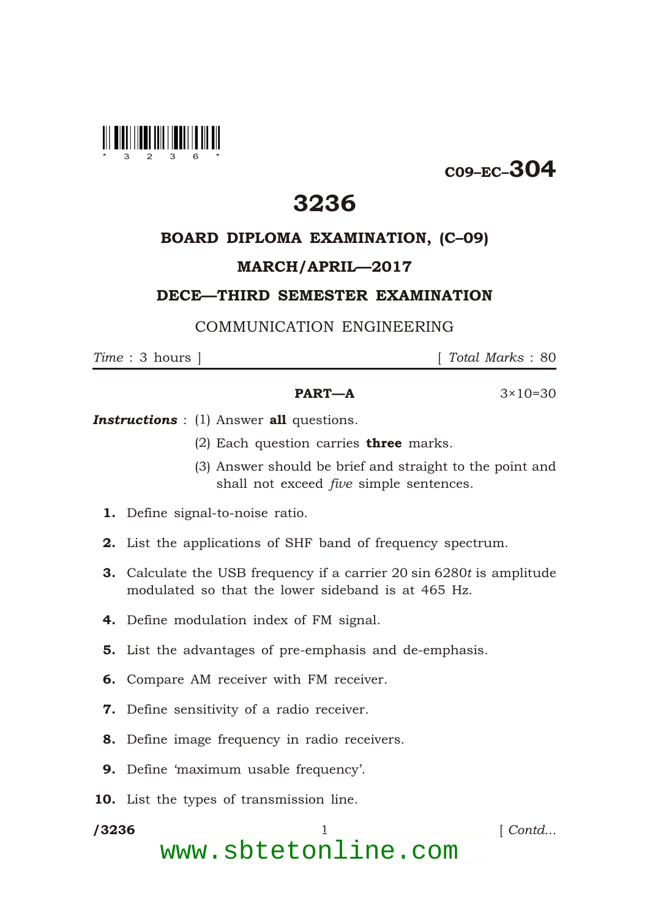C09–EC–304

# 3236

## BOARD DIPLOMA EXAMINATION, (C–09)

## MARCH/APRIL—2017

## DECE—THIRD SEMESTER EXAMINATION

COMMUNICATION ENGINEERING

*Time* : 3 hours ] [ *Total Marks* : 80

### PART—A

3×10=30

***Instructions*** : (1) Answer **all** questions.

(2) Each question carries **three** marks.

(3) Answer should be brief and straight to the point and shall not exceed *five* simple sentences.

**1.** Define signal-to-noise ratio.

**2.** List the applications of SHF band of frequency spectrum.

**3.** Calculate the USB frequency if a carrier 20 sin 6280$t$ is amplitude modulated so that the lower sideband is at 465 Hz.

**4.** Define modulation index of FM signal.

**5.** List the advantages of pre-emphasis and de-emphasis.

**6.** Compare AM receiver with FM receiver.

**7.** Define sensitivity of a radio receiver.

**8.** Define image frequency in radio receivers.

**9.** Define 'maximum usable frequency'.

**10.** List the types of transmission line.

/3236 [ *Contd...*

www.sbtetonline.com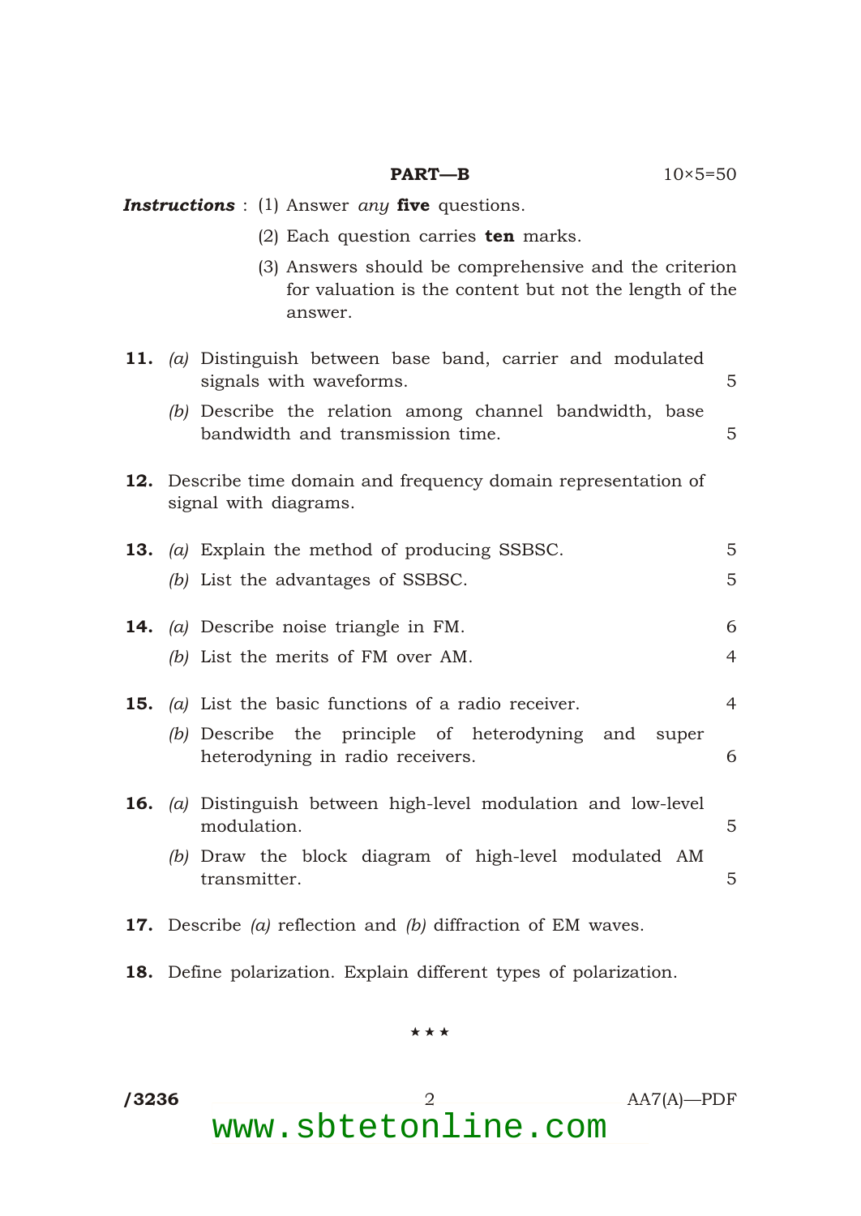## PART—B

10×5=50

***Instructions*** : (1) Answer *any* **five** questions.

(2) Each question carries **ten** marks.

(3) Answers should be comprehensive and the criterion for valuation is the content but not the length of the answer.

**11.** *(a)* Distinguish between base band, carrier and modulated signals with waveforms. 5

*(b)* Describe the relation among channel bandwidth, base bandwidth and transmission time. 5

**12.** Describe time domain and frequency domain representation of signal with diagrams.

**13.** *(a)* Explain the method of producing SSBSC. 5

*(b)* List the advantages of SSBSC. 5

**14.** *(a)* Describe noise triangle in FM. 6

*(b)* List the merits of FM over AM. 4

**15.** *(a)* List the basic functions of a radio receiver. 4

*(b)* Describe the principle of heterodyning and super heterodyning in radio receivers. 6

**16.** *(a)* Distinguish between high-level modulation and low-level modulation. 5

*(b)* Draw the block diagram of high-level modulated AM transmitter. 5

**17.** Describe *(a)* reflection and *(b)* diffraction of EM waves.

**18.** Define polarization. Explain different types of polarization.

★★★

/3236 AA7(A)—PDF

www.sbtetonline.com